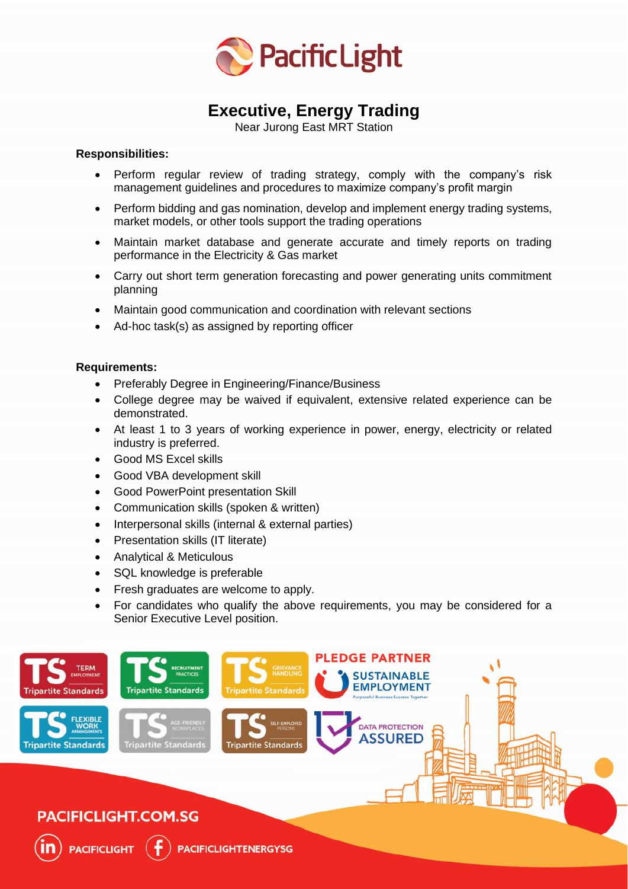# PacificLight

## Executive, Energy Trading

Near Jurong East MRT Station

**Responsibilities:**

- Perform regular review of trading strategy, comply with the company's risk management guidelines and procedures to maximize company's profit margin
- Perform bidding and gas nomination, develop and implement energy trading systems, market models, or other tools support the trading operations
- Maintain market database and generate accurate and timely reports on trading performance in the Electricity & Gas market
- Carry out short term generation forecasting and power generating units commitment planning
- Maintain good communication and coordination with relevant sections
- Ad-hoc task(s) as assigned by reporting officer

**Requirements:**

- Preferably Degree in Engineering/Finance/Business
- College degree may be waived if equivalent, extensive related experience can be demonstrated.
- At least 1 to 3 years of working experience in power, energy, electricity or related industry is preferred.
- Good MS Excel skills
- Good VBA development skill
- Good PowerPoint presentation Skill
- Communication skills (spoken & written)
- Interpersonal skills (internal & external parties)
- Presentation skills (IT literate)
- Analytical & Meticulous
- SQL knowledge is preferable
- Fresh graduates are welcome to apply.
- For candidates who qualify the above requirements, you may be considered for a Senior Executive Level position.

Tripartite Standards: Term Employment | Recruitment Practices | Grievance Handling | Flexible Work Arrangements | Age-Friendly Workplaces | Self-Employed Persons

PLEDGE PARTNER SUSTAINABLE EMPLOYMENT – Purposeful Business Success Together

DATA PROTECTION ASSURED

PACIFICLIGHT.COM.SG

PACIFICLIGHT PACIFICLIGHTENERGYSG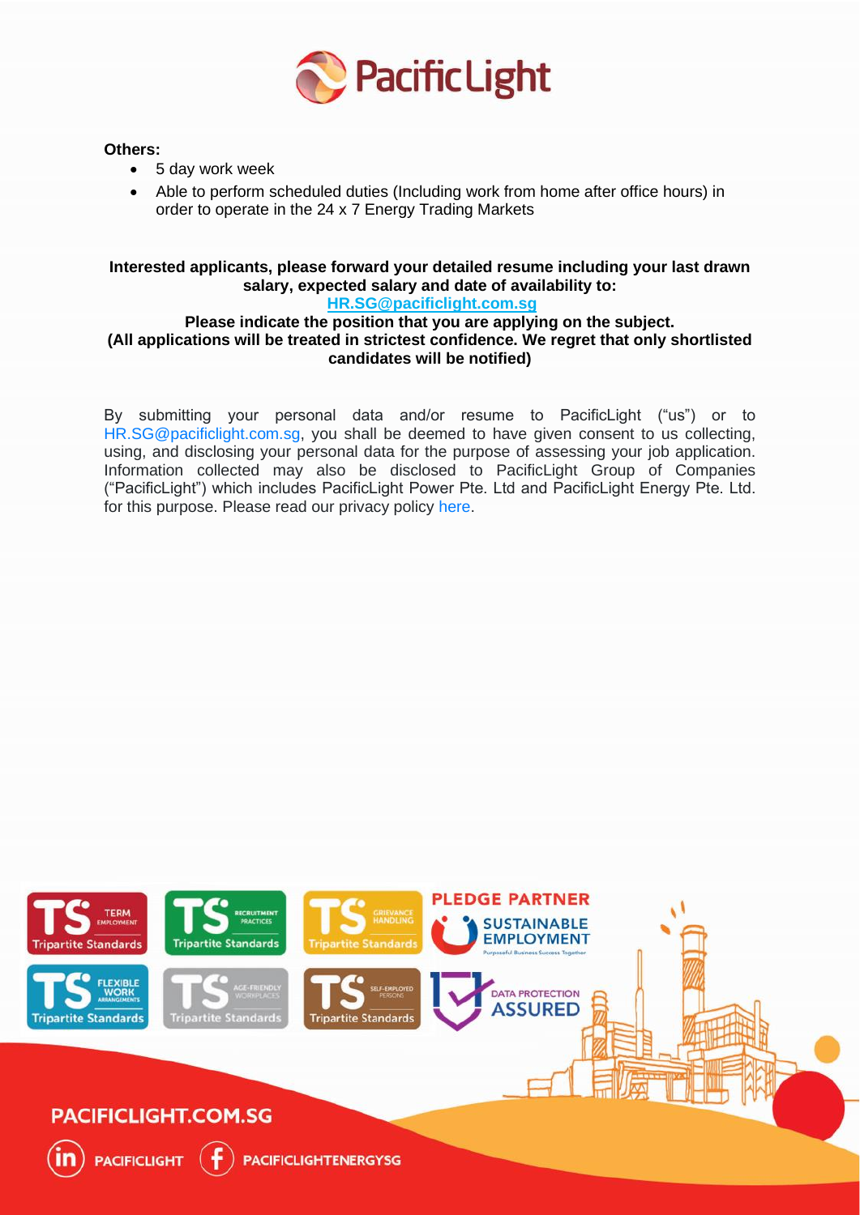**Others:**

- 5 day work week
- Able to perform scheduled duties (Including work from home after office hours) in order to operate in the 24 x 7 Energy Trading Markets

**Interested applicants, please forward your detailed resume including your last drawn salary, expected salary and date of availability to:**
**HR.SG@pacificlight.com.sg**
**Please indicate the position that you are applying on the subject.**
**(All applications will be treated in strictest confidence. We regret that only shortlisted candidates will be notified)**

By submitting your personal data and/or resume to PacificLight ("us") or to HR.SG@pacificlight.com.sg, you shall be deemed to have given consent to us collecting, using, and disclosing your personal data for the purpose of assessing your job application. Information collected may also be disclosed to PacificLight Group of Companies ("PacificLight") which includes PacificLight Power Pte. Ltd and PacificLight Energy Pte. Ltd. for this purpose. Please read our privacy policy here.

PACIFICLIGHT.COM.SG

PACIFICLIGHT PACIFICLIGHTENERGYSG